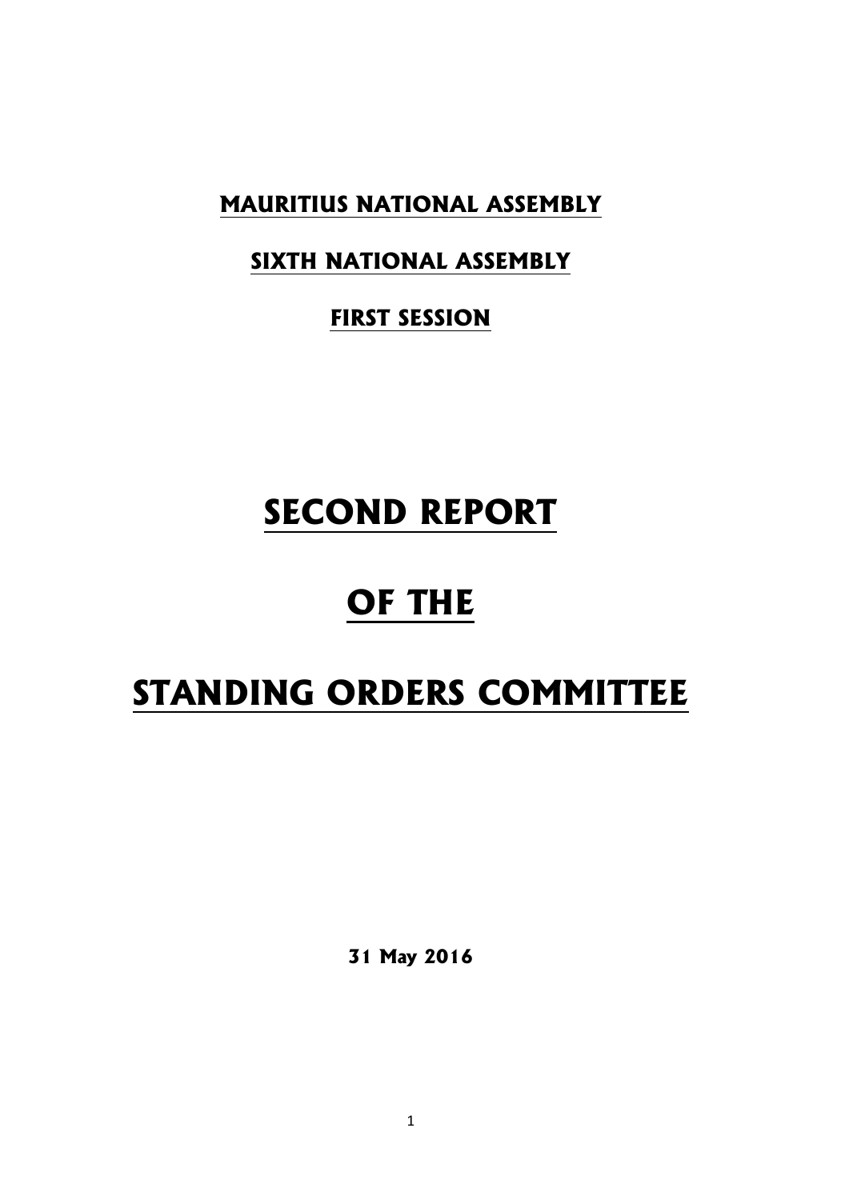**MAURITIUS NATIONAL ASSEMBLY**

**SIXTH NATIONAL ASSEMBLY**

**FIRST SESSION**

# SECOND REPORT

# OF THE

# STANDING ORDERS COMMITTEE

**31 May 2016**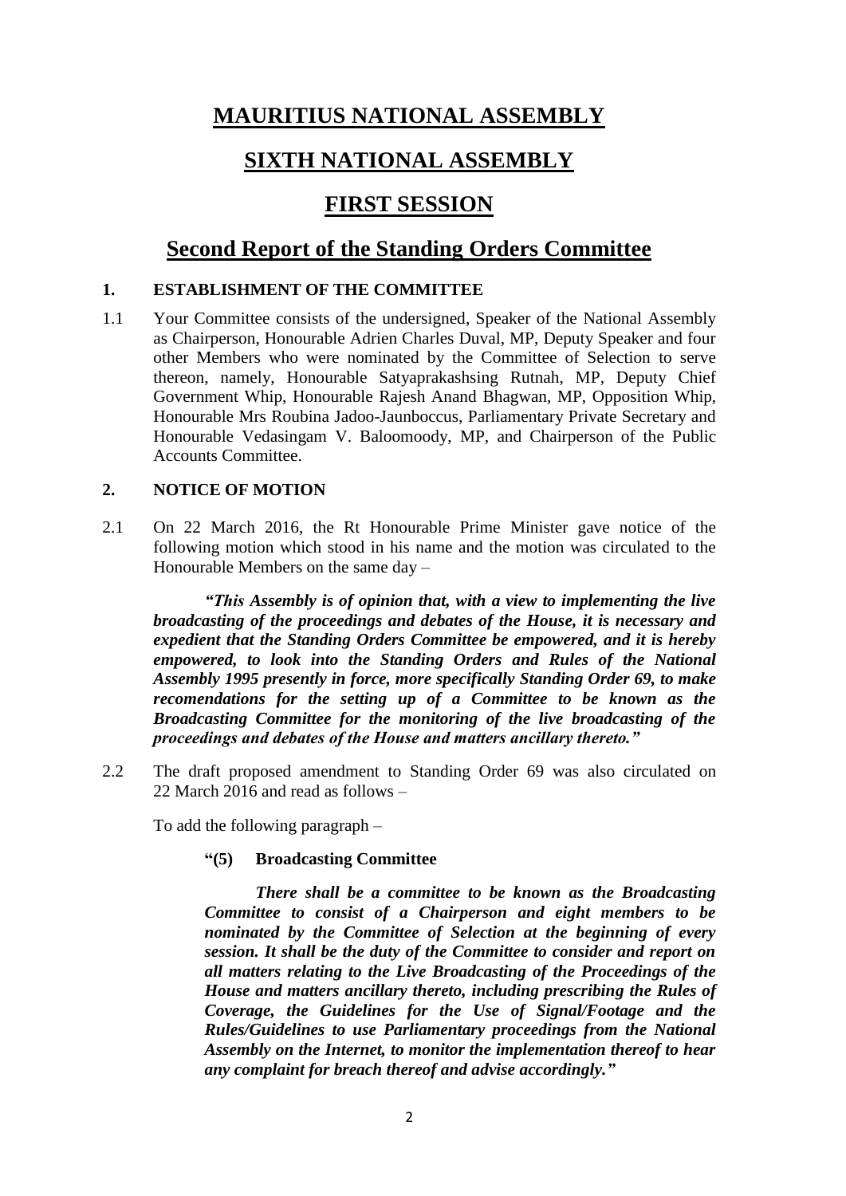# MAURITIUS NATIONAL ASSEMBLY

# SIXTH NATIONAL ASSEMBLY

# FIRST SESSION

## Second Report of the Standing Orders Committee

### 1. ESTABLISHMENT OF THE COMMITTEE

1.1 Your Committee consists of the undersigned, Speaker of the National Assembly as Chairperson, Honourable Adrien Charles Duval, MP, Deputy Speaker and four other Members who were nominated by the Committee of Selection to serve thereon, namely, Honourable Satyaprakashsing Rutnah, MP, Deputy Chief Government Whip, Honourable Rajesh Anand Bhagwan, MP, Opposition Whip, Honourable Mrs Roubina Jadoo-Jaunboccus, Parliamentary Private Secretary and Honourable Vedasingam V. Baloomoody, MP, and Chairperson of the Public Accounts Committee.

### 2. NOTICE OF MOTION

2.1 On 22 March 2016, the Rt Honourable Prime Minister gave notice of the following motion which stood in his name and the motion was circulated to the Honourable Members on the same day –

> ***"This Assembly is of opinion that, with a view to implementing the live broadcasting of the proceedings and debates of the House, it is necessary and expedient that the Standing Orders Committee be empowered, and it is hereby empowered, to look into the Standing Orders and Rules of the National Assembly 1995 presently in force, more specifically Standing Order 69, to make recomendations for the setting up of a Committee to be known as the Broadcasting Committee for the monitoring of the live broadcasting of the proceedings and debates of the House and matters ancillary thereto."***

2.2 The draft proposed amendment to Standing Order 69 was also circulated on 22 March 2016 and read as follows –

To add the following paragraph –

> **"(5) Broadcasting Committee**
>
> ***There shall be a committee to be known as the Broadcasting Committee to consist of a Chairperson and eight members to be nominated by the Committee of Selection at the beginning of every session. It shall be the duty of the Committee to consider and report on all matters relating to the Live Broadcasting of the Proceedings of the House and matters ancillary thereto, including prescribing the Rules of Coverage, the Guidelines for the Use of Signal/Footage and the Rules/Guidelines to use Parliamentary proceedings from the National Assembly on the Internet, to monitor the implementation thereof to hear any complaint for breach thereof and advise accordingly."***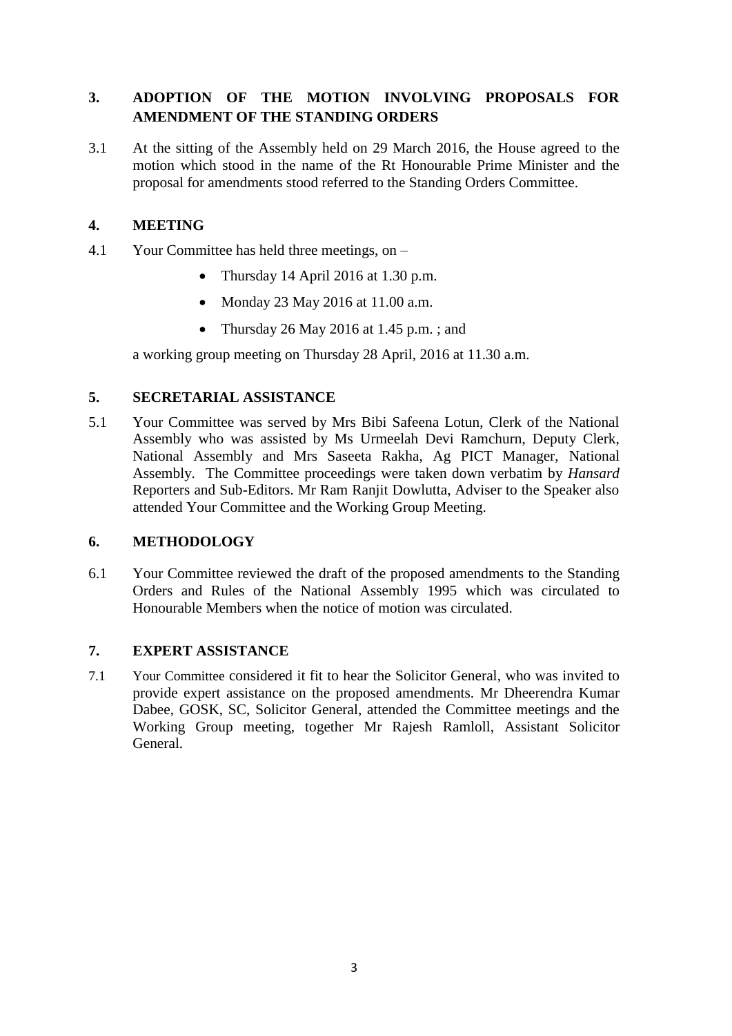## 3. ADOPTION OF THE MOTION INVOLVING PROPOSALS FOR AMENDMENT OF THE STANDING ORDERS

3.1 At the sitting of the Assembly held on 29 March 2016, the House agreed to the motion which stood in the name of the Rt Honourable Prime Minister and the proposal for amendments stood referred to the Standing Orders Committee.

## 4. MEETING

4.1 Your Committee has held three meetings, on –

- Thursday 14 April 2016 at 1.30 p.m.
- Monday 23 May 2016 at 11.00 a.m.
- Thursday 26 May 2016 at 1.45 p.m. ; and

a working group meeting on Thursday 28 April, 2016 at 11.30 a.m.

## 5. SECRETARIAL ASSISTANCE

5.1 Your Committee was served by Mrs Bibi Safeena Lotun, Clerk of the National Assembly who was assisted by Ms Urmeelah Devi Ramchurn, Deputy Clerk, National Assembly and Mrs Saseeta Rakha, Ag PICT Manager, National Assembly. The Committee proceedings were taken down verbatim by *Hansard* Reporters and Sub-Editors. Mr Ram Ranjit Dowlutta, Adviser to the Speaker also attended Your Committee and the Working Group Meeting.

## 6. METHODOLOGY

6.1 Your Committee reviewed the draft of the proposed amendments to the Standing Orders and Rules of the National Assembly 1995 which was circulated to Honourable Members when the notice of motion was circulated.

## 7. EXPERT ASSISTANCE

7.1 Your Committee considered it fit to hear the Solicitor General, who was invited to provide expert assistance on the proposed amendments. Mr Dheerendra Kumar Dabee, GOSK, SC, Solicitor General, attended the Committee meetings and the Working Group meeting, together Mr Rajesh Ramloll, Assistant Solicitor General.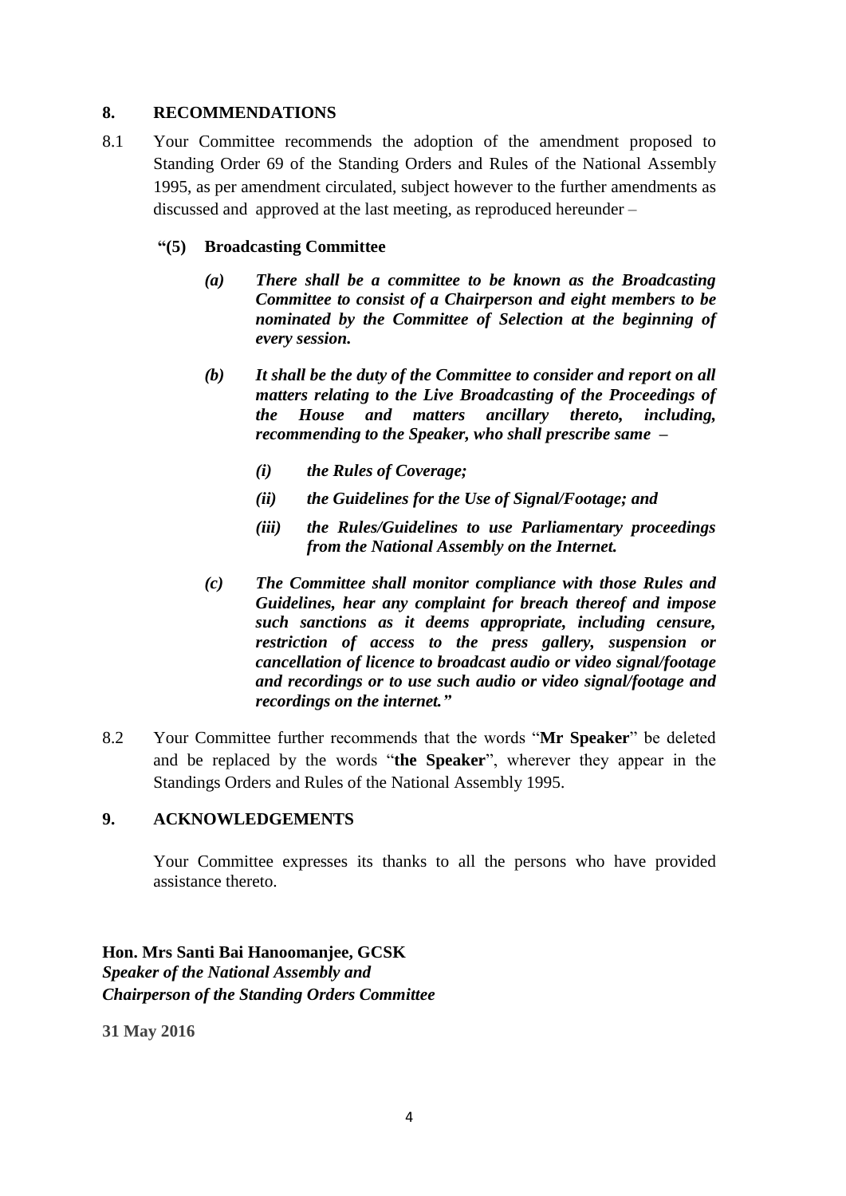## 8. RECOMMENDATIONS

8.1 Your Committee recommends the adoption of the amendment proposed to Standing Order 69 of the Standing Orders and Rules of the National Assembly 1995, as per amendment circulated, subject however to the further amendments as discussed and approved at the last meeting, as reproduced hereunder –

**"(5) Broadcasting Committee**

> ***(a)*** ***There shall be a committee to be known as the Broadcasting Committee to consist of a Chairperson and eight members to be nominated by the Committee of Selection at the beginning of every session.***
>
> ***(b)*** ***It shall be the duty of the Committee to consider and report on all matters relating to the Live Broadcasting of the Proceedings of the House and matters ancillary thereto, including, recommending to the Speaker, who shall prescribe same –***
>
> > ***(i)*** ***the Rules of Coverage;***
> >
> > ***(ii)*** ***the Guidelines for the Use of Signal/Footage; and***
> >
> > ***(iii)*** ***the Rules/Guidelines to use Parliamentary proceedings from the National Assembly on the Internet.***
>
> ***(c)*** ***The Committee shall monitor compliance with those Rules and Guidelines, hear any complaint for breach thereof and impose such sanctions as it deems appropriate, including censure, restriction of access to the press gallery, suspension or cancellation of licence to broadcast audio or video signal/footage and recordings or to use such audio or video signal/footage and recordings on the internet."***

8.2 Your Committee further recommends that the words "**Mr Speaker**" be deleted and be replaced by the words "**the Speaker**", wherever they appear in the Standings Orders and Rules of the National Assembly 1995.

## 9. ACKNOWLEDGEMENTS

Your Committee expresses its thanks to all the persons who have provided assistance thereto.

**Hon. Mrs Santi Bai Hanoomanjee, GCSK**
***Speaker of the National Assembly and***
***Chairperson of the Standing Orders Committee***

**31 May 2016**